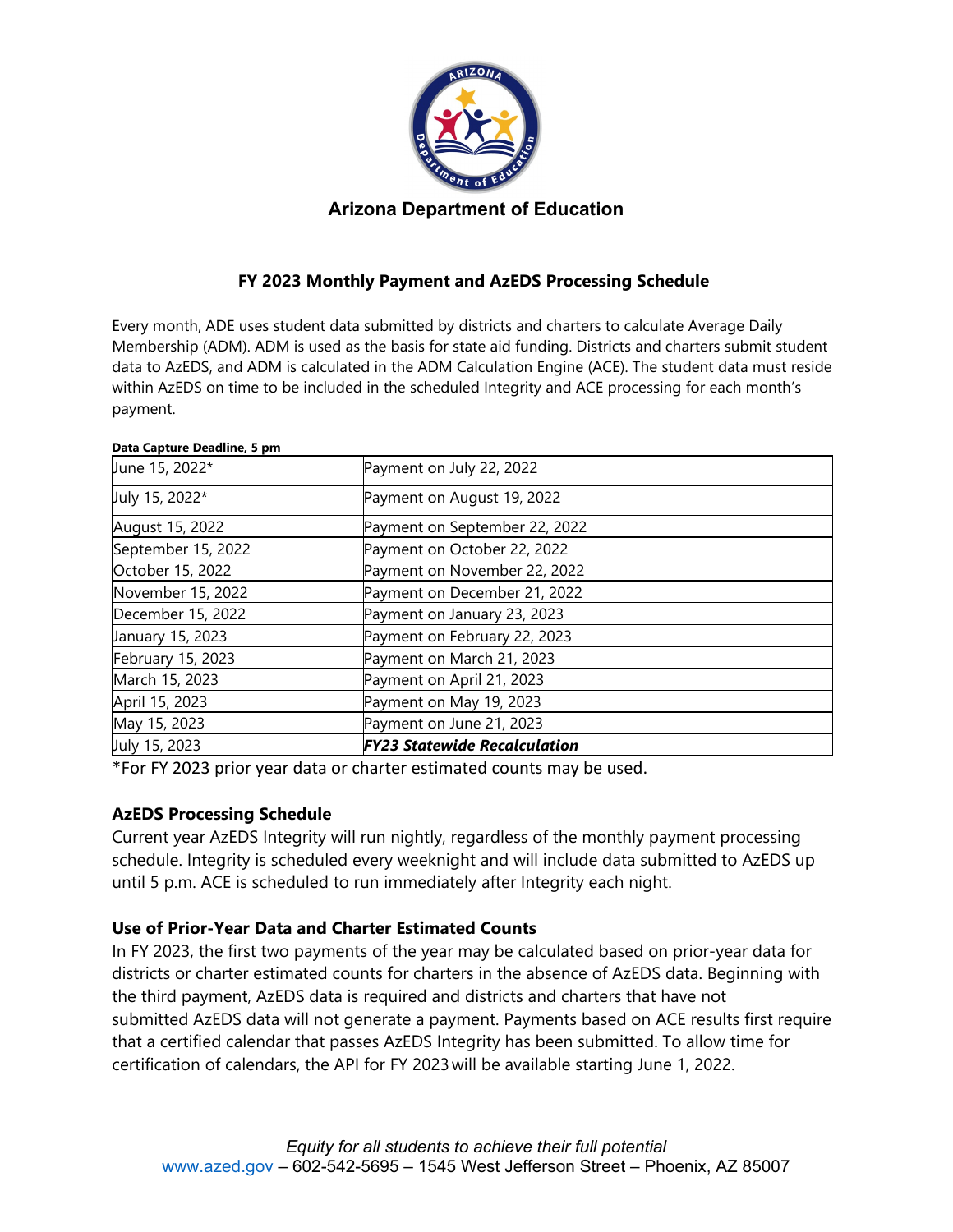# Arizona Department of Education

## FY 2023 Monthly Payment and AzEDS Processing Schedule

Every month, ADE uses student data submitted by districts and charters to calculate Average Daily Membership (ADM). ADM is used as the basis for state aid funding. Districts and charters submit student data to AzEDS, and ADM is calculated in the ADM Calculation Engine (ACE). The student data must reside within AzEDS on time to be included in the scheduled Integrity and ACE processing for each month's payment.

| Data Capture Deadline, 5 pm | |
|---|---|
| June 15, 2022* | Payment on July 22, 2022 |
| July 15, 2022* | Payment on August 19, 2022 |
| August 15, 2022 | Payment on September 22, 2022 |
| September 15, 2022 | Payment on October 22, 2022 |
| October 15, 2022 | Payment on November 22, 2022 |
| November 15, 2022 | Payment on December 21, 2022 |
| December 15, 2022 | Payment on January 23, 2023 |
| January 15, 2023 | Payment on February 22, 2023 |
| February 15, 2023 | Payment on March 21, 2023 |
| March 15, 2023 | Payment on April 21, 2023 |
| April 15, 2023 | Payment on May 19, 2023 |
| May 15, 2023 | Payment on June 21, 2023 |
| July 15, 2023 | ***FY23 Statewide Recalculation*** |

*For FY 2023 prior-year data or charter estimated counts may be used.

### AzEDS Processing Schedule

Current year AzEDS Integrity will run nightly, regardless of the monthly payment processing schedule. Integrity is scheduled every weeknight and will include data submitted to AzEDS up until 5 p.m. ACE is scheduled to run immediately after Integrity each night.

### Use of Prior-Year Data and Charter Estimated Counts

In FY 2023, the first two payments of the year may be calculated based on prior-year data for districts or charter estimated counts for charters in the absence of AzEDS data. Beginning with the third payment, AzEDS data is required and districts and charters that have not submitted AzEDS data will not generate a payment. Payments based on ACE results first require that a certified calendar that passes AzEDS Integrity has been submitted. To allow time for certification of calendars, the API for FY 2023 will be available starting June 1, 2022.

*Equity for all students to achieve their full potential*
www.azed.gov – 602-542-5695 – 1545 West Jefferson Street – Phoenix, AZ 85007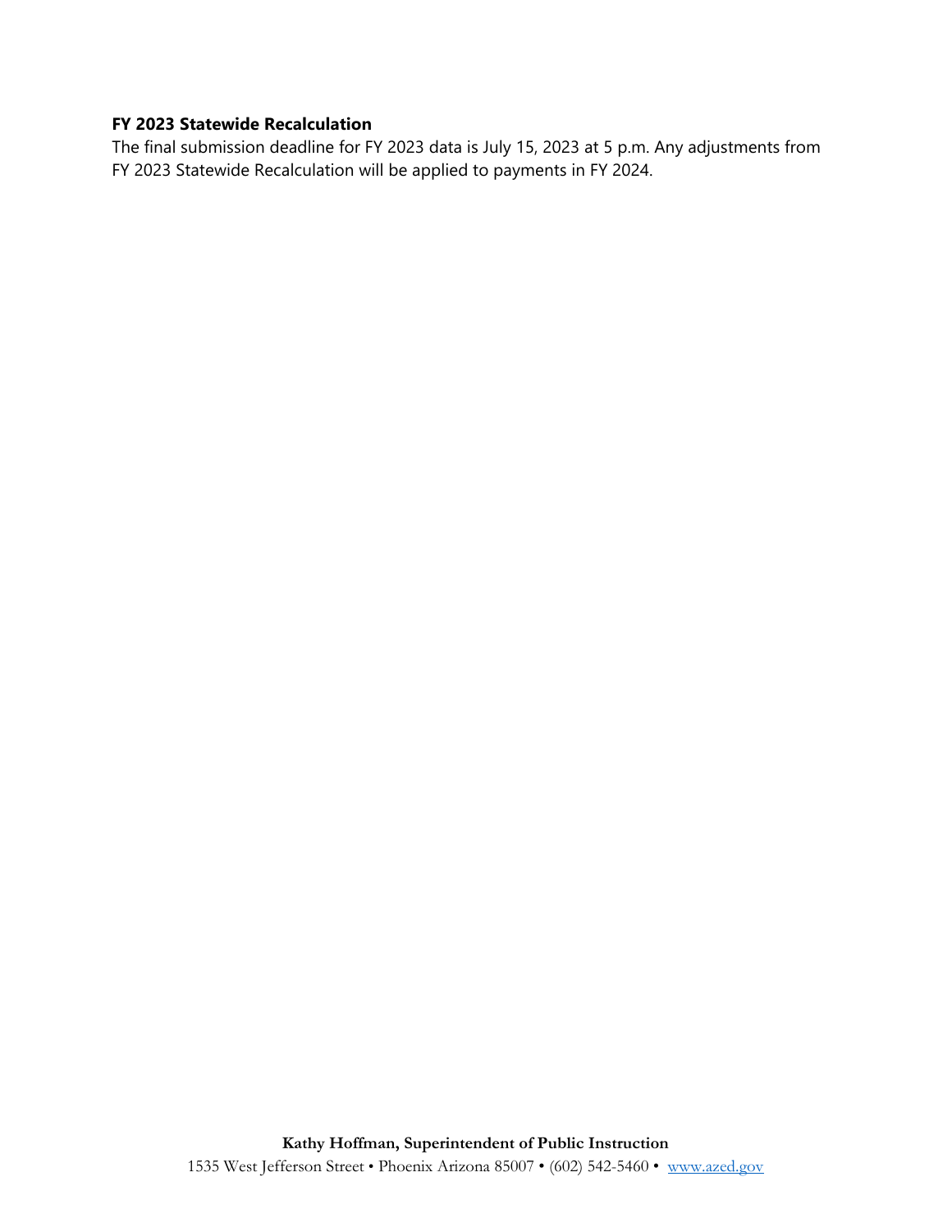**FY 2023 Statewide Recalculation**

The final submission deadline for FY 2023 data is July 15, 2023 at 5 p.m. Any adjustments from FY 2023 Statewide Recalculation will be applied to payments in FY 2024.